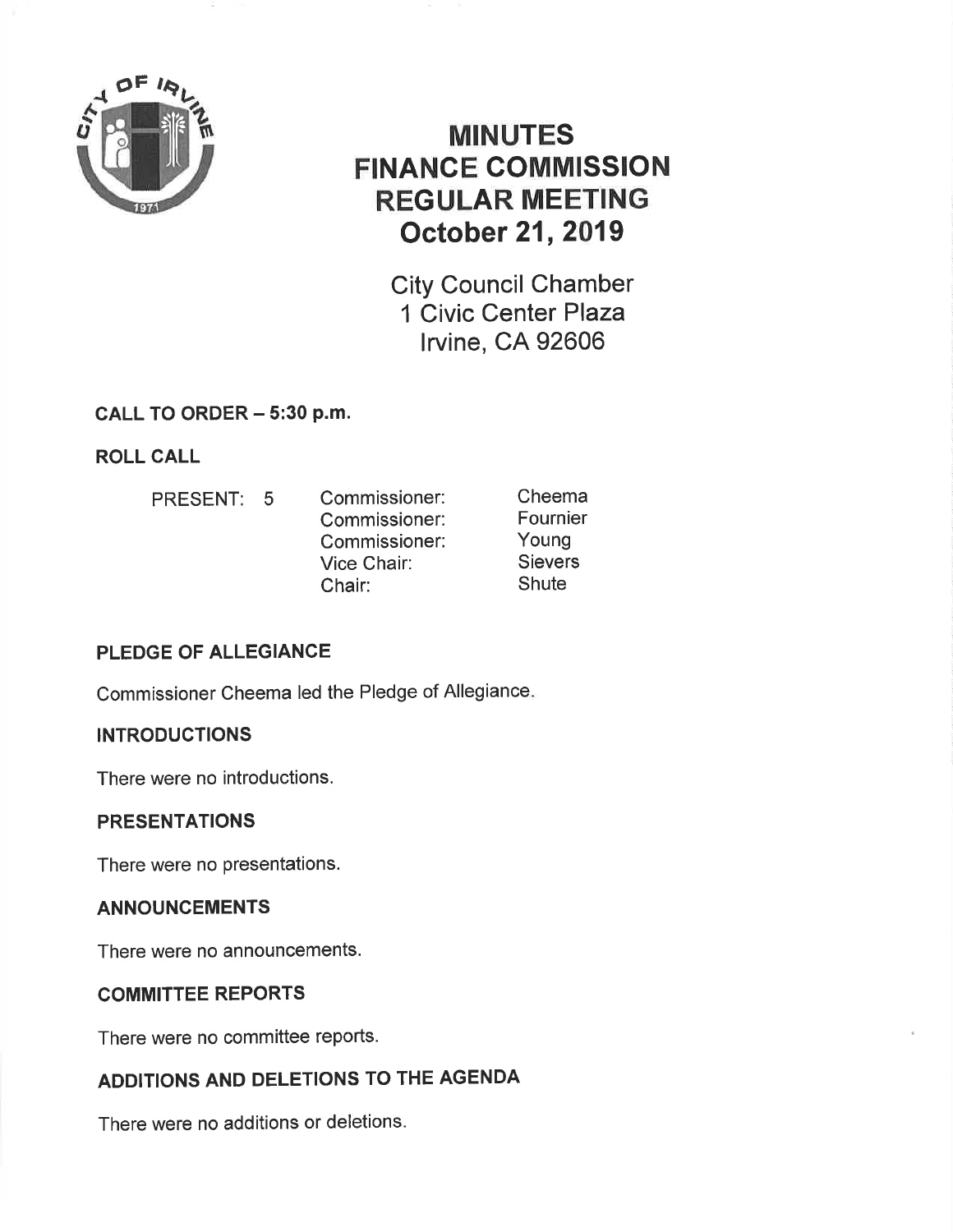# MINUTES
# FINANCE COMMISSION
# REGULAR MEETING
# October 21, 2019

City Council Chamber
1 Civic Center Plaza
Irvine, CA 92606

## CALL TO ORDER – 5:30 p.m.

## ROLL CALL

| PRESENT: 5 | Commissioner: | Cheema |
|---|---|---|
| | Commissioner: | Fournier |
| | Commissioner: | Young |
| | Vice Chair: | Sievers |
| | Chair: | Shute |

## PLEDGE OF ALLEGIANCE

Commissioner Cheema led the Pledge of Allegiance.

## INTRODUCTIONS

There were no introductions.

## PRESENTATIONS

There were no presentations.

## ANNOUNCEMENTS

There were no announcements.

## COMMITTEE REPORTS

There were no committee reports.

## ADDITIONS AND DELETIONS TO THE AGENDA

There were no additions or deletions.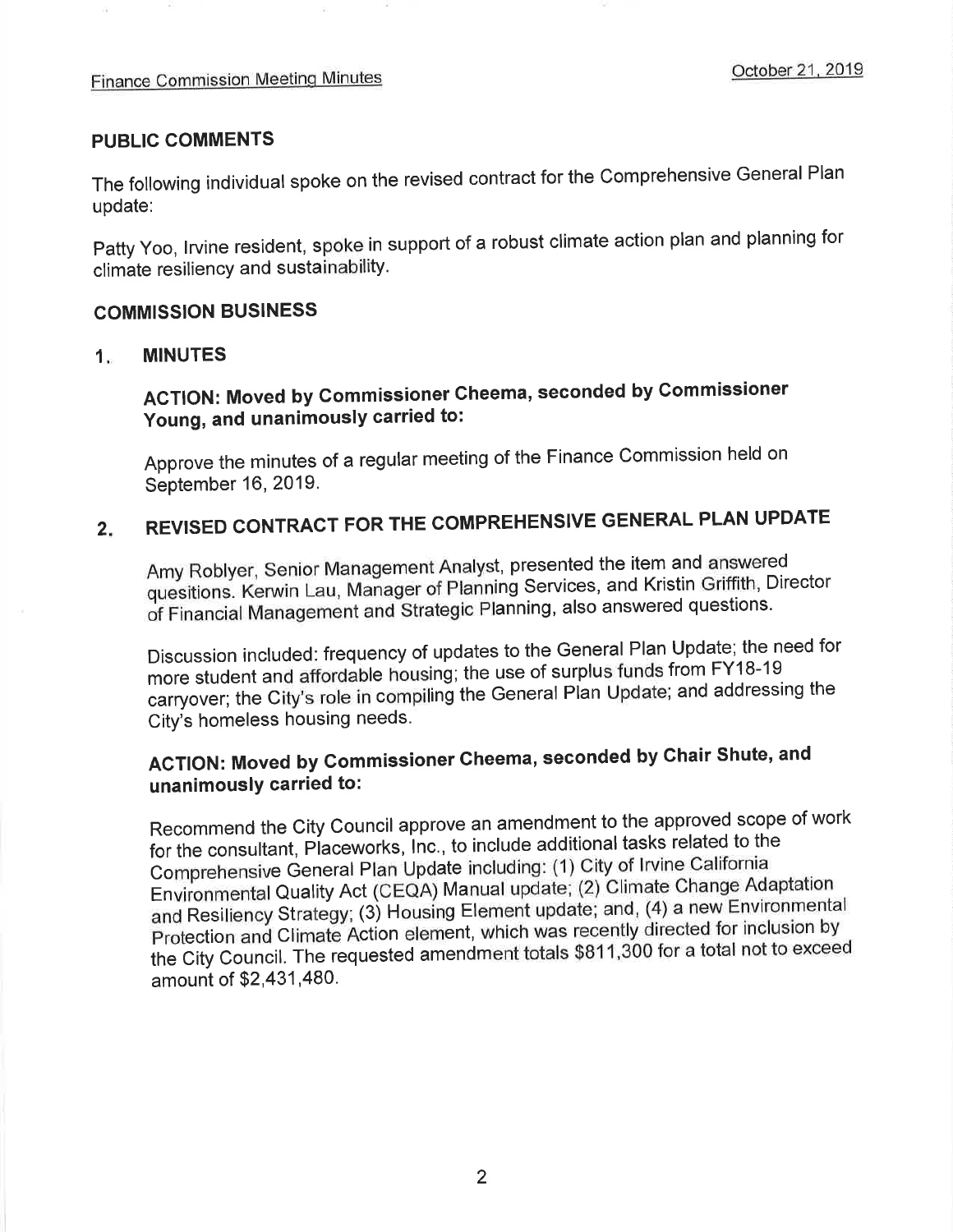## PUBLIC COMMENTS

The following individual spoke on the revised contract for the Comprehensive General Plan update:

Patty Yoo, Irvine resident, spoke in support of a robust climate action plan and planning for climate resiliency and sustainability.

## COMMISSION BUSINESS

### 1. MINUTES

**ACTION: Moved by Commissioner Cheema, seconded by Commissioner Young, and unanimously carried to:**

Approve the minutes of a regular meeting of the Finance Commission held on September 16, 2019.

### 2. REVISED CONTRACT FOR THE COMPREHENSIVE GENERAL PLAN UPDATE

Amy Roblyer, Senior Management Analyst, presented the item and answered quesitions. Kerwin Lau, Manager of Planning Services, and Kristin Griffith, Director of Financial Management and Strategic Planning, also answered questions.

Discussion included: frequency of updates to the General Plan Update; the need for more student and affordable housing; the use of surplus funds from FY18-19 carryover; the City's role in compiling the General Plan Update; and addressing the City's homeless housing needs.

**ACTION: Moved by Commissioner Cheema, seconded by Chair Shute, and unanimously carried to:**

Recommend the City Council approve an amendment to the approved scope of work for the consultant, Placeworks, Inc., to include additional tasks related to the Comprehensive General Plan Update including: (1) City of Irvine California Environmental Quality Act (CEQA) Manual update; (2) Climate Change Adaptation and Resiliency Strategy; (3) Housing Element update; and, (4) a new Environmental Protection and Climate Action element, which was recently directed for inclusion by the City Council. The requested amendment totals $811,300 for a total not to exceed amount of $2,431,480.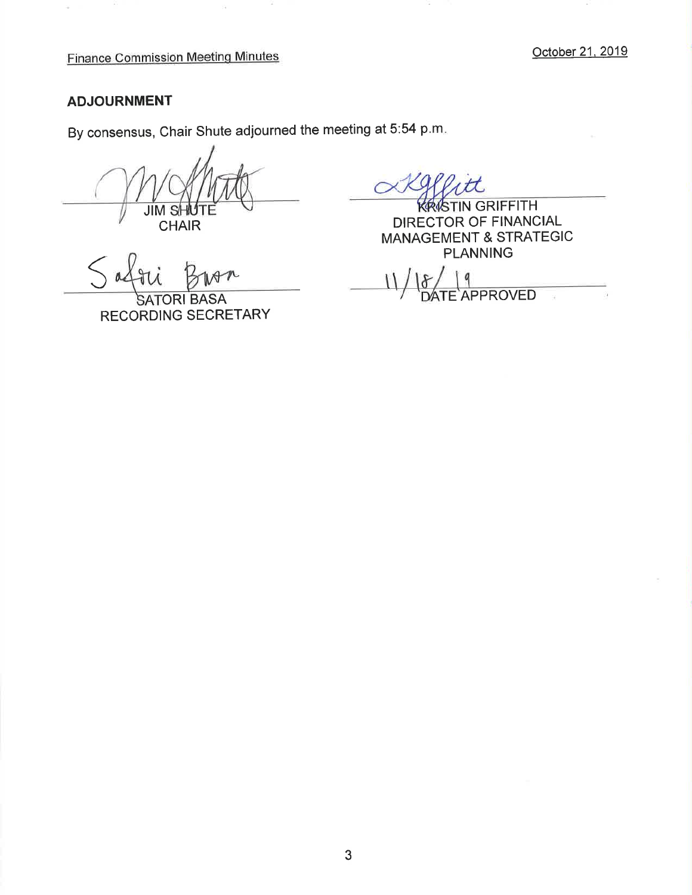## ADJOURNMENT

By consensus, Chair Shute adjourned the meeting at 5:54 p.m.

JIM SHUTE
CHAIR

SATORI BASA
RECORDING SECRETARY

KRISTIN GRIFFITH
DIRECTOR OF FINANCIAL MANAGEMENT & STRATEGIC PLANNING

11/18/19
DATE APPROVED